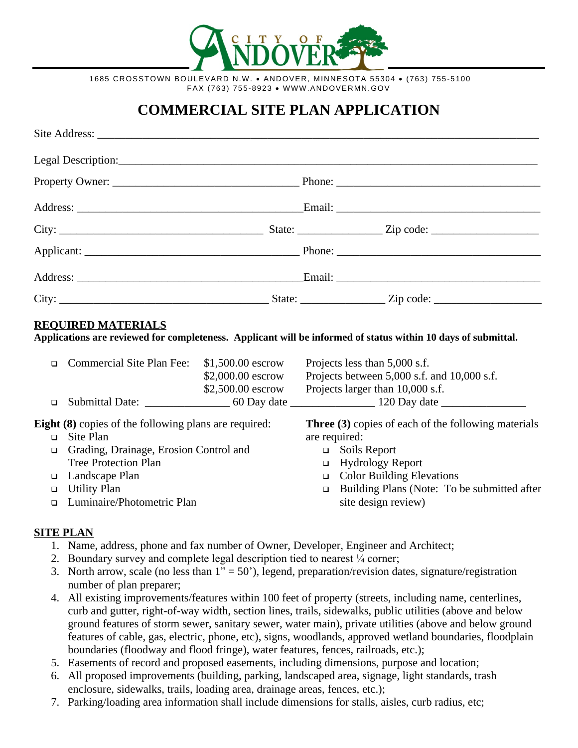CITY OF ANDOVER

1685 CROSSTOWN BOULEVARD N.W. • ANDOVER, MINNESOTA 55304 • (763) 755-5100
FAX (763) 755-8923 • WWW.ANDOVERMN.GOV

# COMMERCIAL SITE PLAN APPLICATION

Site Address: ______________________________________________________________________

Legal Description: ___________________________________________________________________

Property Owner: ______________________________ Phone: ______________________________

Address: ____________________________________ Email: ______________________________

City: ______________________________ State: ____________ Zip code: ________________

Applicant: ___________________________________ Phone: ______________________________

Address: ____________________________________ Email: ______________________________

City: ______________________________ State: ____________ Zip code: ________________

## REQUIRED MATERIALS

**Applications are reviewed for completeness. Applicant will be informed of status within 10 days of submittal.**

- ❑ Commercial Site Plan Fee:
  - $1,500.00 escrow — Projects less than 5,000 s.f.
  - $2,000.00 escrow — Projects between 5,000 s.f. and 10,000 s.f.
  - $2,500.00 escrow — Projects larger than 10,000 s.f.
- ❑ Submittal Date: ______________ 60 Day date ______________ 120 Day date ______________

**Eight (8)** copies of the following plans are required:

- ❑ Site Plan
- ❑ Grading, Drainage, Erosion Control and Tree Protection Plan
- ❑ Landscape Plan
- ❑ Utility Plan
- ❑ Luminaire/Photometric Plan

**Three (3)** copies of each of the following materials are required:

- ❑ Soils Report
- ❑ Hydrology Report
- ❑ Color Building Elevations
- ❑ Building Plans (Note: To be submitted after site design review)

## SITE PLAN

1. Name, address, phone and fax number of Owner, Developer, Engineer and Architect;
2. Boundary survey and complete legal description tied to nearest ¼ corner;
3. North arrow, scale (no less than 1" = 50'), legend, preparation/revision dates, signature/registration number of plan preparer;
4. All existing improvements/features within 100 feet of property (streets, including name, centerlines, curb and gutter, right-of-way width, section lines, trails, sidewalks, public utilities (above and below ground features of storm sewer, sanitary sewer, water main), private utilities (above and below ground features of cable, gas, electric, phone, etc), signs, woodlands, approved wetland boundaries, floodplain boundaries (floodway and flood fringe), water features, fences, railroads, etc.);
5. Easements of record and proposed easements, including dimensions, purpose and location;
6. All proposed improvements (building, parking, landscaped area, signage, light standards, trash enclosure, sidewalks, trails, loading area, drainage areas, fences, etc.);
7. Parking/loading area information shall include dimensions for stalls, aisles, curb radius, etc;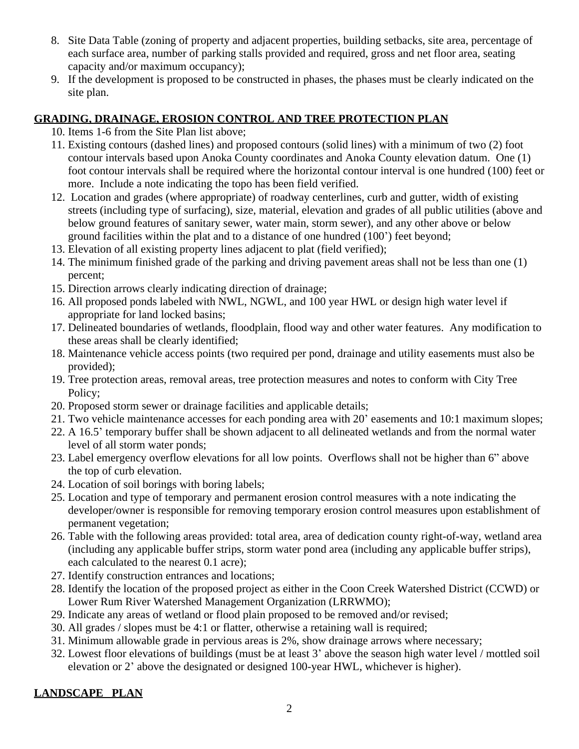8. Site Data Table (zoning of property and adjacent properties, building setbacks, site area, percentage of each surface area, number of parking stalls provided and required, gross and net floor area, seating capacity and/or maximum occupancy);
9. If the development is proposed to be constructed in phases, the phases must be clearly indicated on the site plan.

## GRADING, DRAINAGE, EROSION CONTROL AND TREE PROTECTION PLAN

10. Items 1-6 from the Site Plan list above;
11. Existing contours (dashed lines) and proposed contours (solid lines) with a minimum of two (2) foot contour intervals based upon Anoka County coordinates and Anoka County elevation datum. One (1) foot contour intervals shall be required where the horizontal contour interval is one hundred (100) feet or more. Include a note indicating the topo has been field verified.
12. Location and grades (where appropriate) of roadway centerlines, curb and gutter, width of existing streets (including type of surfacing), size, material, elevation and grades of all public utilities (above and below ground features of sanitary sewer, water main, storm sewer), and any other above or below ground facilities within the plat and to a distance of one hundred (100') feet beyond;
13. Elevation of all existing property lines adjacent to plat (field verified);
14. The minimum finished grade of the parking and driving pavement areas shall not be less than one (1) percent;
15. Direction arrows clearly indicating direction of drainage;
16. All proposed ponds labeled with NWL, NGWL, and 100 year HWL or design high water level if appropriate for land locked basins;
17. Delineated boundaries of wetlands, floodplain, flood way and other water features. Any modification to these areas shall be clearly identified;
18. Maintenance vehicle access points (two required per pond, drainage and utility easements must also be provided);
19. Tree protection areas, removal areas, tree protection measures and notes to conform with City Tree Policy;
20. Proposed storm sewer or drainage facilities and applicable details;
21. Two vehicle maintenance accesses for each ponding area with 20' easements and 10:1 maximum slopes;
22. A 16.5' temporary buffer shall be shown adjacent to all delineated wetlands and from the normal water level of all storm water ponds;
23. Label emergency overflow elevations for all low points. Overflows shall not be higher than 6" above the top of curb elevation.
24. Location of soil borings with boring labels;
25. Location and type of temporary and permanent erosion control measures with a note indicating the developer/owner is responsible for removing temporary erosion control measures upon establishment of permanent vegetation;
26. Table with the following areas provided: total area, area of dedication county right-of-way, wetland area (including any applicable buffer strips, storm water pond area (including any applicable buffer strips), each calculated to the nearest 0.1 acre);
27. Identify construction entrances and locations;
28. Identify the location of the proposed project as either in the Coon Creek Watershed District (CCWD) or Lower Rum River Watershed Management Organization (LRRWMO);
29. Indicate any areas of wetland or flood plain proposed to be removed and/or revised;
30. All grades / slopes must be 4:1 or flatter, otherwise a retaining wall is required;
31. Minimum allowable grade in pervious areas is 2%, show drainage arrows where necessary;
32. Lowest floor elevations of buildings (must be at least 3' above the season high water level / mottled soil elevation or 2' above the designated or designed 100-year HWL, whichever is higher).

## LANDSCAPE PLAN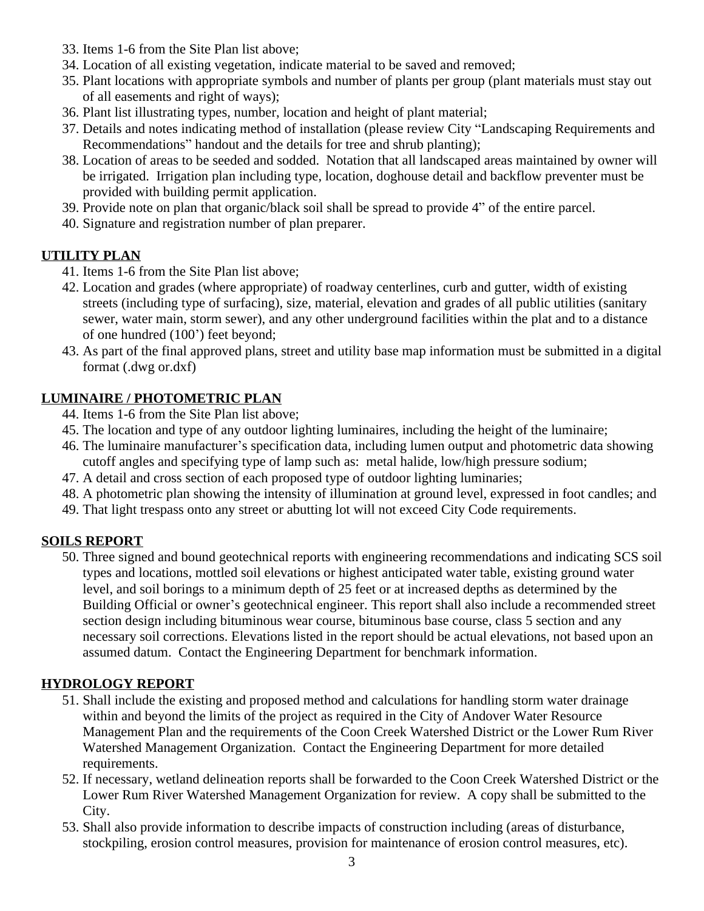33. Items 1-6 from the Site Plan list above;
34. Location of all existing vegetation, indicate material to be saved and removed;
35. Plant locations with appropriate symbols and number of plants per group (plant materials must stay out of all easements and right of ways);
36. Plant list illustrating types, number, location and height of plant material;
37. Details and notes indicating method of installation (please review City "Landscaping Requirements and Recommendations" handout and the details for tree and shrub planting);
38. Location of areas to be seeded and sodded. Notation that all landscaped areas maintained by owner will be irrigated. Irrigation plan including type, location, doghouse detail and backflow preventer must be provided with building permit application.
39. Provide note on plan that organic/black soil shall be spread to provide 4" of the entire parcel.
40. Signature and registration number of plan preparer.

## UTILITY PLAN

41. Items 1-6 from the Site Plan list above;
42. Location and grades (where appropriate) of roadway centerlines, curb and gutter, width of existing streets (including type of surfacing), size, material, elevation and grades of all public utilities (sanitary sewer, water main, storm sewer), and any other underground facilities within the plat and to a distance of one hundred (100') feet beyond;
43. As part of the final approved plans, street and utility base map information must be submitted in a digital format (.dwg or.dxf)

## LUMINAIRE / PHOTOMETRIC PLAN

44. Items 1-6 from the Site Plan list above;
45. The location and type of any outdoor lighting luminaires, including the height of the luminaire;
46. The luminaire manufacturer's specification data, including lumen output and photometric data showing cutoff angles and specifying type of lamp such as: metal halide, low/high pressure sodium;
47. A detail and cross section of each proposed type of outdoor lighting luminaries;
48. A photometric plan showing the intensity of illumination at ground level, expressed in foot candles; and
49. That light trespass onto any street or abutting lot will not exceed City Code requirements.

## SOILS REPORT

50. Three signed and bound geotechnical reports with engineering recommendations and indicating SCS soil types and locations, mottled soil elevations or highest anticipated water table, existing ground water level, and soil borings to a minimum depth of 25 feet or at increased depths as determined by the Building Official or owner's geotechnical engineer. This report shall also include a recommended street section design including bituminous wear course, bituminous base course, class 5 section and any necessary soil corrections. Elevations listed in the report should be actual elevations, not based upon an assumed datum. Contact the Engineering Department for benchmark information.

## HYDROLOGY REPORT

51. Shall include the existing and proposed method and calculations for handling storm water drainage within and beyond the limits of the project as required in the City of Andover Water Resource Management Plan and the requirements of the Coon Creek Watershed District or the Lower Rum River Watershed Management Organization. Contact the Engineering Department for more detailed requirements.
52. If necessary, wetland delineation reports shall be forwarded to the Coon Creek Watershed District or the Lower Rum River Watershed Management Organization for review. A copy shall be submitted to the City.
53. Shall also provide information to describe impacts of construction including (areas of disturbance, stockpiling, erosion control measures, provision for maintenance of erosion control measures, etc).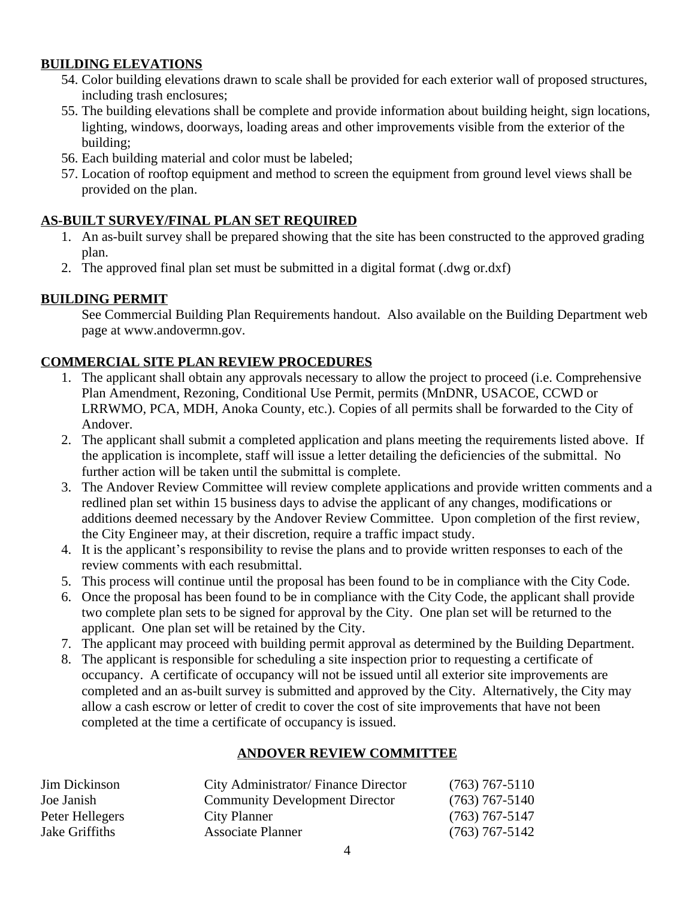**BUILDING ELEVATIONS**

54. Color building elevations drawn to scale shall be provided for each exterior wall of proposed structures, including trash enclosures;
55. The building elevations shall be complete and provide information about building height, sign locations, lighting, windows, doorways, loading areas and other improvements visible from the exterior of the building;
56. Each building material and color must be labeled;
57. Location of rooftop equipment and method to screen the equipment from ground level views shall be provided on the plan.

**AS-BUILT SURVEY/FINAL PLAN SET REQUIRED**

1. An as-built survey shall be prepared showing that the site has been constructed to the approved grading plan.
2. The approved final plan set must be submitted in a digital format (.dwg or.dxf)

**BUILDING PERMIT**

See Commercial Building Plan Requirements handout. Also available on the Building Department web page at www.andovermn.gov.

**COMMERCIAL SITE PLAN REVIEW PROCEDURES**

1. The applicant shall obtain any approvals necessary to allow the project to proceed (i.e. Comprehensive Plan Amendment, Rezoning, Conditional Use Permit, permits (MnDNR, USACOE, CCWD or LRRWMO, PCA, MDH, Anoka County, etc.). Copies of all permits shall be forwarded to the City of Andover.
2. The applicant shall submit a completed application and plans meeting the requirements listed above. If the application is incomplete, staff will issue a letter detailing the deficiencies of the submittal. No further action will be taken until the submittal is complete.
3. The Andover Review Committee will review complete applications and provide written comments and a redlined plan set within 15 business days to advise the applicant of any changes, modifications or additions deemed necessary by the Andover Review Committee. Upon completion of the first review, the City Engineer may, at their discretion, require a traffic impact study.
4. It is the applicant's responsibility to revise the plans and to provide written responses to each of the review comments with each resubmittal.
5. This process will continue until the proposal has been found to be in compliance with the City Code.
6. Once the proposal has been found to be in compliance with the City Code, the applicant shall provide two complete plan sets to be signed for approval by the City. One plan set will be returned to the applicant. One plan set will be retained by the City.
7. The applicant may proceed with building permit approval as determined by the Building Department.
8. The applicant is responsible for scheduling a site inspection prior to requesting a certificate of occupancy. A certificate of occupancy will not be issued until all exterior site improvements are completed and an as-built survey is submitted and approved by the City. Alternatively, the City may allow a cash escrow or letter of credit to cover the cost of site improvements that have not been completed at the time a certificate of occupancy is issued.

**ANDOVER REVIEW COMMITTEE**

| | | |
|---|---|---|
| Jim Dickinson | City Administrator/ Finance Director | (763) 767-5110 |
| Joe Janish | Community Development Director | (763) 767-5140 |
| Peter Hellegers | City Planner | (763) 767-5147 |
| Jake Griffiths | Associate Planner | (763) 767-5142 |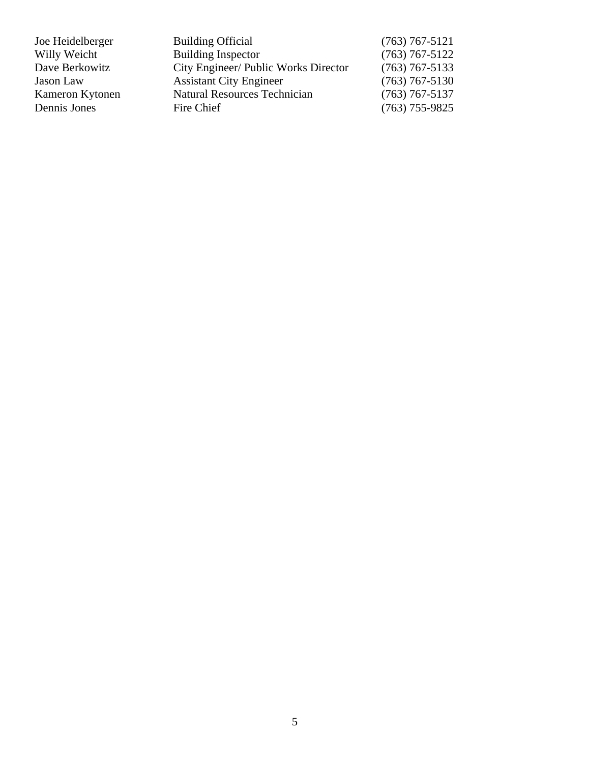| | | |
|---|---|---|
| Joe Heidelberger | Building Official | (763) 767-5121 |
| Willy Weicht | Building Inspector | (763) 767-5122 |
| Dave Berkowitz | City Engineer/ Public Works Director | (763) 767-5133 |
| Jason Law | Assistant City Engineer | (763) 767-5130 |
| Kameron Kytonen | Natural Resources Technician | (763) 767-5137 |
| Dennis Jones | Fire Chief | (763) 755-9825 |